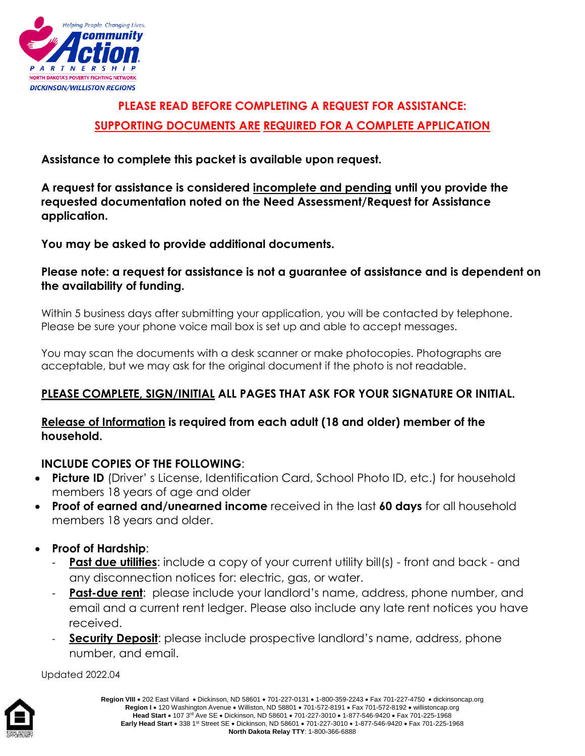Helping People. Changing Lives.
community Action
PARTNERSHIP
NORTH DAKOTA'S POVERTY FIGHTING NETWORK
DICKINSON/WILLISTON REGIONS

## PLEASE READ BEFORE COMPLETING A REQUEST FOR ASSISTANCE:

## SUPPORTING DOCUMENTS ARE REQUIRED FOR A COMPLETE APPLICATION

**Assistance to complete this packet is available upon request.**

**A request for assistance is considered incomplete and pending until you provide the requested documentation noted on the Need Assessment/Request for Assistance application.**

**You may be asked to provide additional documents.**

**Please note: a request for assistance is not a guarantee of assistance and is dependent on the availability of funding.**

Within 5 business days after submitting your application, you will be contacted by telephone. Please be sure your phone voice mail box is set up and able to accept messages.

You may scan the documents with a desk scanner or make photocopies. Photographs are acceptable, but we may ask for the original document if the photo is not readable.

**PLEASE COMPLETE, SIGN/INITIAL ALL PAGES THAT ASK FOR YOUR SIGNATURE OR INITIAL.**

**Release of Information is required from each adult (18 and older) member of the household.**

**INCLUDE COPIES OF THE FOLLOWING**:

- **Picture ID** (Driver' s License, Identification Card, School Photo ID, etc.) for household members 18 years of age and older
- **Proof of earned and/unearned income** received in the last **60 days** for all household members 18 years and older.
- **Proof of Hardship**:
  - **Past due utilities**: include a copy of your current utility bill(s) - front and back - and any disconnection notices for: electric, gas, or water.
  - **Past-due rent**: please include your landlord's name, address, phone number, and email and a current rent ledger. Please also include any late rent notices you have received.
  - **Security Deposit**: please include prospective landlord's name, address, phone number, and email.

Updated 2022.04

**Region VIII** • 202 East Villard • Dickinson, ND 58601 • 701-227-0131 • 1-800-359-2243 • Fax 701-227-4750 • dickinsoncap.org
**Region I** • 120 Washington Avenue • Williston, ND 58801 • 701-572-8191 • Fax 701-572-8192 • willistoncap.org
**Head Start** • 107 3rd Ave SE • Dickinson, ND 58601 • 701-227-3010 • 1-877-546-9420 • Fax 701-225-1968
**Early Head Start** • 338 1st Street SE • Dickinson, ND 58601 • 701-227-3010 • 1-877-546-9420 • Fax 701-225-1968
**North Dakota Relay TTY**: 1-800-366-6888

EQUAL HOUSING OPPORTUNITY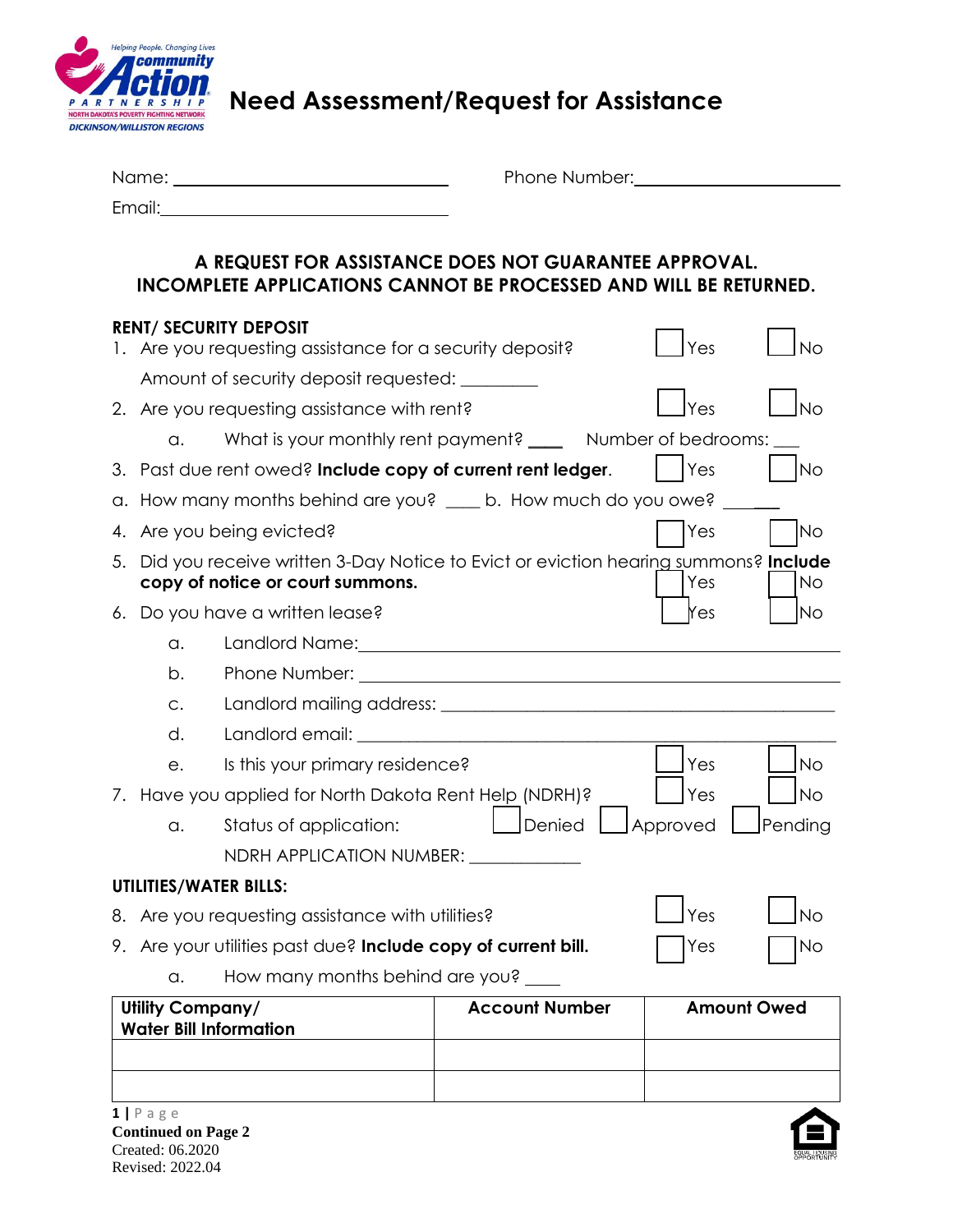# Need Assessment/Request for Assistance

Name: ______________________________ Phone Number: ______________________

Email: ______________________________

**A REQUEST FOR ASSISTANCE DOES NOT GUARANTEE APPROVAL.**
**INCOMPLETE APPLICATIONS CANNOT BE PROCESSED AND WILL BE RETURNED.**

**RENT/ SECURITY DEPOSIT**

1. Are you requesting assistance for a security deposit? ☐ Yes ☐ No

   Amount of security deposit requested: ________

2. Are you requesting assistance with rent? ☐ Yes ☐ No

   a. What is your monthly rent payment? ____ Number of bedrooms: ___

3. Past due rent owed? **Include copy of current rent ledger**. ☐ Yes ☐ No

a. How many months behind are you? ____ b. How much do you owe? _______

4. Are you being evicted? ☐ Yes ☐ No

5. Did you receive written 3-Day Notice to Evict or eviction hearing summons? **Include copy of notice or court summons.** ☐ Yes ☐ No

6. Do you have a written lease? ☐ Yes ☐ No

   a. Landlord Name: ______________________________

   b. Phone Number: ______________________________

   c. Landlord mailing address: ______________________________

   d. Landlord email: ______________________________

   e. Is this your primary residence? ☐ Yes ☐ No

7. Have you applied for North Dakota Rent Help (NDRH)? ☐ Yes ☐ No

   a. Status of application: ☐ Denied ☐ Approved ☐ Pending

   NDRH APPLICATION NUMBER: ____________

**UTILITIES/WATER BILLS:**

8. Are you requesting assistance with utilities? ☐ Yes ☐ No

9. Are your utilities past due? **Include copy of current bill.** ☐ Yes ☐ No

   a. How many months behind are you? ____

| Utility Company/ Water Bill Information | Account Number | Amount Owed |
|---|---|---|
| | | |
| | | |

**Continued on Page 2**

Created: 06.2020
Revised: 2022.04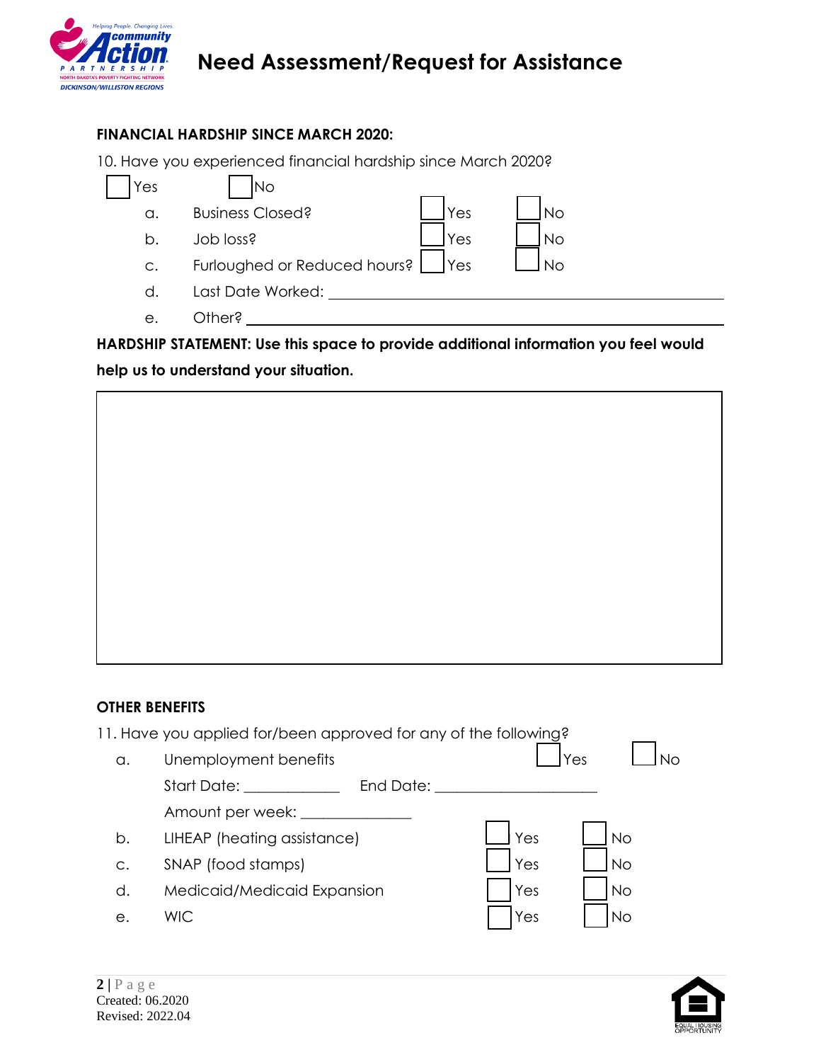# Need Assessment/Request for Assistance

**FINANCIAL HARDSHIP SINCE MARCH 2020:**

10. Have you experienced financial hardship since March 2020?

☐ Yes ☐ No

| | | | |
|---|---|---|---|
| a. | Business Closed? | ☐ Yes | ☐ No |
| b. | Job loss? | ☐ Yes | ☐ No |
| c. | Furloughed or Reduced hours? | ☐ Yes | ☐ No |

d. Last Date Worked: ______________________________

e. Other? ______________________________

**HARDSHIP STATEMENT: Use this space to provide additional information you feel would help us to understand your situation.**

| |
|---|
| |

**OTHER BENEFITS**

11. Have you applied for/been approved for any of the following?

a. Unemployment benefits ☐ Yes ☐ No

Start Date: ____________ End Date: ____________________

Amount per week: ______________

| | | | |
|---|---|---|---|
| b. | LIHEAP (heating assistance) | ☐ Yes | ☐ No |
| c. | SNAP (food stamps) | ☐ Yes | ☐ No |
| d. | Medicaid/Medicaid Expansion | ☐ Yes | ☐ No |
| e. | WIC | ☐ Yes | ☐ No |

Created: 06.2020
Revised: 2022.04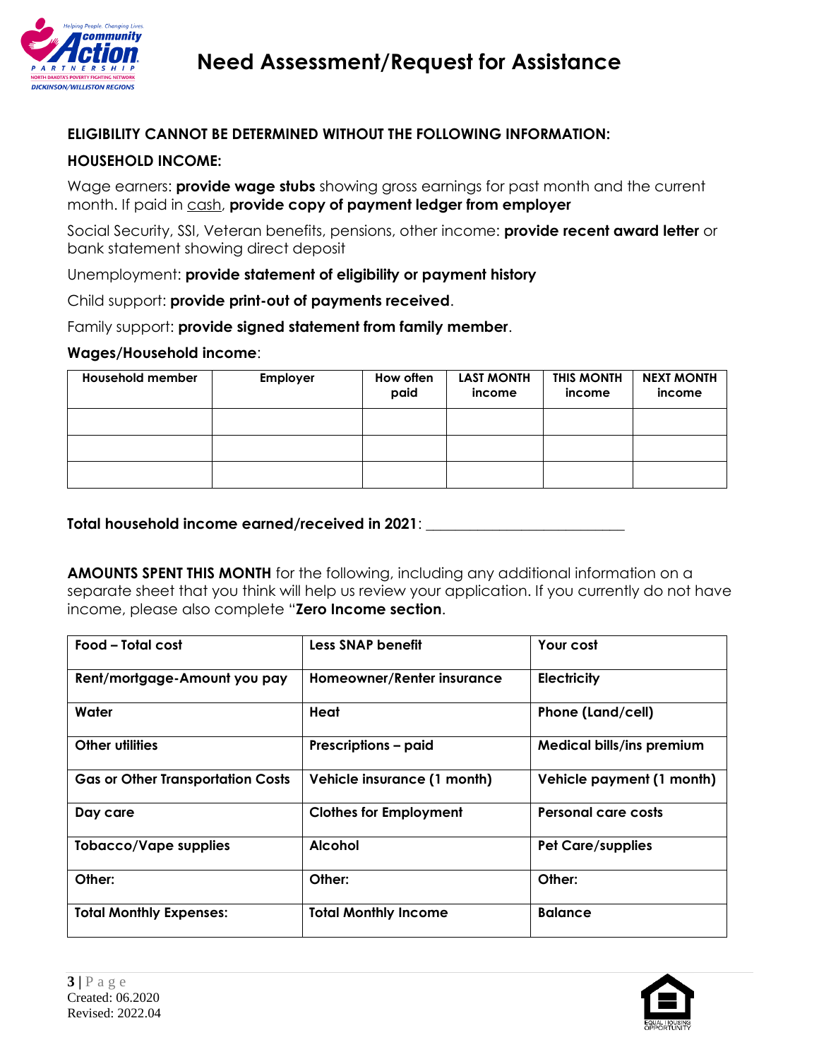# Need Assessment/Request for Assistance

**ELIGIBILITY CANNOT BE DETERMINED WITHOUT THE FOLLOWING INFORMATION:**

**HOUSEHOLD INCOME:**

Wage earners: **provide wage stubs** showing gross earnings for past month and the current month. If paid in cash, **provide copy of payment ledger from employer**

Social Security, SSI, Veteran benefits, pensions, other income: **provide recent award letter** or bank statement showing direct deposit

Unemployment: **provide statement of eligibility or payment history**

Child support: **provide print-out of payments received**.

Family support: **provide signed statement from family member**.

**Wages/Household income**:

| Household member | Employer | How often paid | LAST MONTH income | THIS MONTH income | NEXT MONTH income |
|---|---|---|---|---|---|
| | | | | | |
| | | | | | |
| | | | | | |

**Total household income earned/received in 2021**: ___________________________

**AMOUNTS SPENT THIS MONTH** for the following, including any additional information on a separate sheet that you think will help us review your application. If you currently do not have income, please also complete "**Zero Income section**.

| | | |
|---|---|---|
| **Food – Total cost** | **Less SNAP benefit** | **Your cost** |
| **Rent/mortgage-Amount you pay** | **Homeowner/Renter insurance** | **Electricity** |
| **Water** | **Heat** | **Phone (Land/cell)** |
| **Other utilities** | **Prescriptions – paid** | **Medical bills/ins premium** |
| **Gas or Other Transportation Costs** | **Vehicle insurance (1 month)** | **Vehicle payment (1 month)** |
| **Day care** | **Clothes for Employment** | **Personal care costs** |
| **Tobacco/Vape supplies** | **Alcohol** | **Pet Care/supplies** |
| **Other:** | **Other:** | **Other:** |
| **Total Monthly Expenses:** | **Total Monthly Income** | **Balance** |

Created: 06.2020
Revised: 2022.04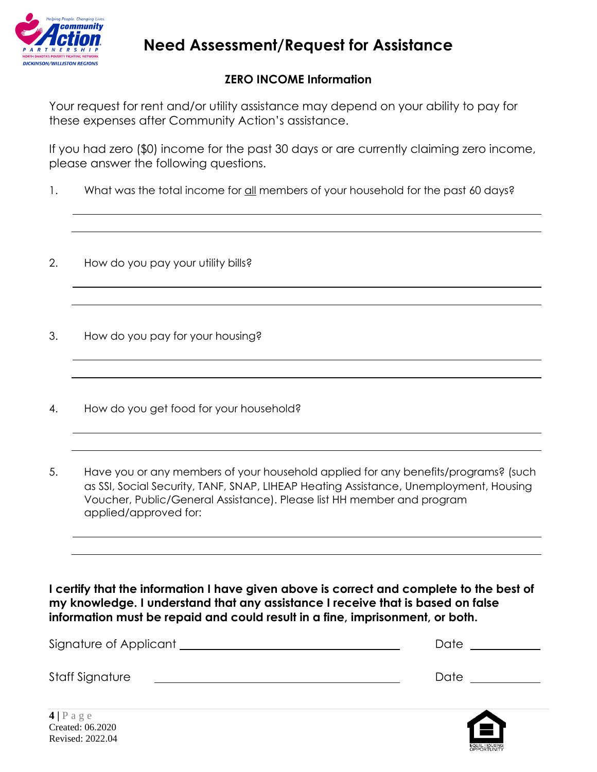# Need Assessment/Request for Assistance

## ZERO INCOME Information

Your request for rent and/or utility assistance may depend on your ability to pay for these expenses after Community Action's assistance.

If you had zero ($0) income for the past 30 days or are currently claiming zero income, please answer the following questions.

1. What was the total income for all members of your household for the past 60 days?

______________________________________________________________________

______________________________________________________________________

2. How do you pay your utility bills?

______________________________________________________________________

______________________________________________________________________

3. How do you pay for your housing?

______________________________________________________________________

______________________________________________________________________

4. How do you get food for your household?

______________________________________________________________________

______________________________________________________________________

5. Have you or any members of your household applied for any benefits/programs? (such as SSI, Social Security, TANF, SNAP, LIHEAP Heating Assistance, Unemployment, Housing Voucher, Public/General Assistance). Please list HH member and program applied/approved for:

______________________________________________________________________

______________________________________________________________________

**I certify that the information I have given above is correct and complete to the best of my knowledge. I understand that any assistance I receive that is based on false information must be repaid and could result in a fine, imprisonment, or both.**

Signature of Applicant ______________________________ Date ____________

Staff Signature ______________________________ Date ____________

Created: 06.2020
Revised: 2022.04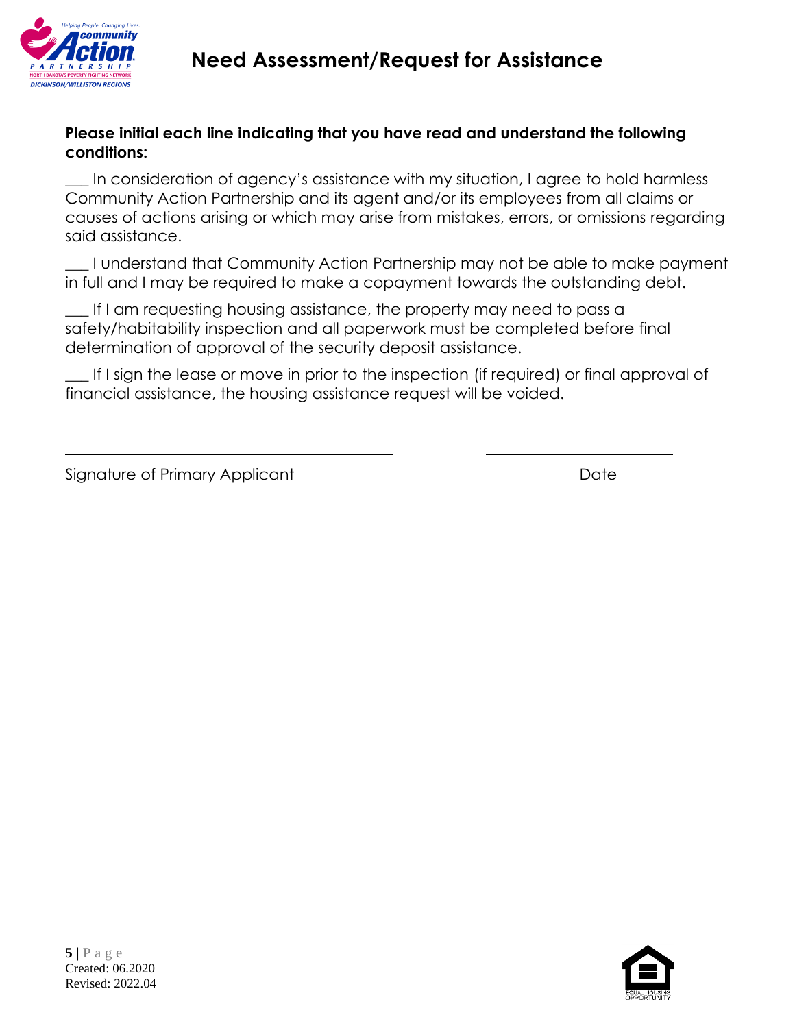# Need Assessment/Request for Assistance

**Please initial each line indicating that you have read and understand the following conditions:**

___ In consideration of agency's assistance with my situation, I agree to hold harmless Community Action Partnership and its agent and/or its employees from all claims or causes of actions arising or which may arise from mistakes, errors, or omissions regarding said assistance.

___ I understand that Community Action Partnership may not be able to make payment in full and I may be required to make a copayment towards the outstanding debt.

___ If I am requesting housing assistance, the property may need to pass a safety/habitability inspection and all paperwork must be completed before final determination of approval of the security deposit assistance.

___ If I sign the lease or move in prior to the inspection (if required) or final approval of financial assistance, the housing assistance request will be voided.

\_\_\_\_\_\_\_\_\_\_\_\_\_\_\_\_\_\_\_\_\_\_\_\_\_\_\_\_\_\_\_\_\_\_\_\_ \_\_\_\_\_\_\_\_\_\_\_\_\_\_\_\_\_\_\_\_

Signature of Primary Applicant Date

Created: 06.2020
Revised: 2022.04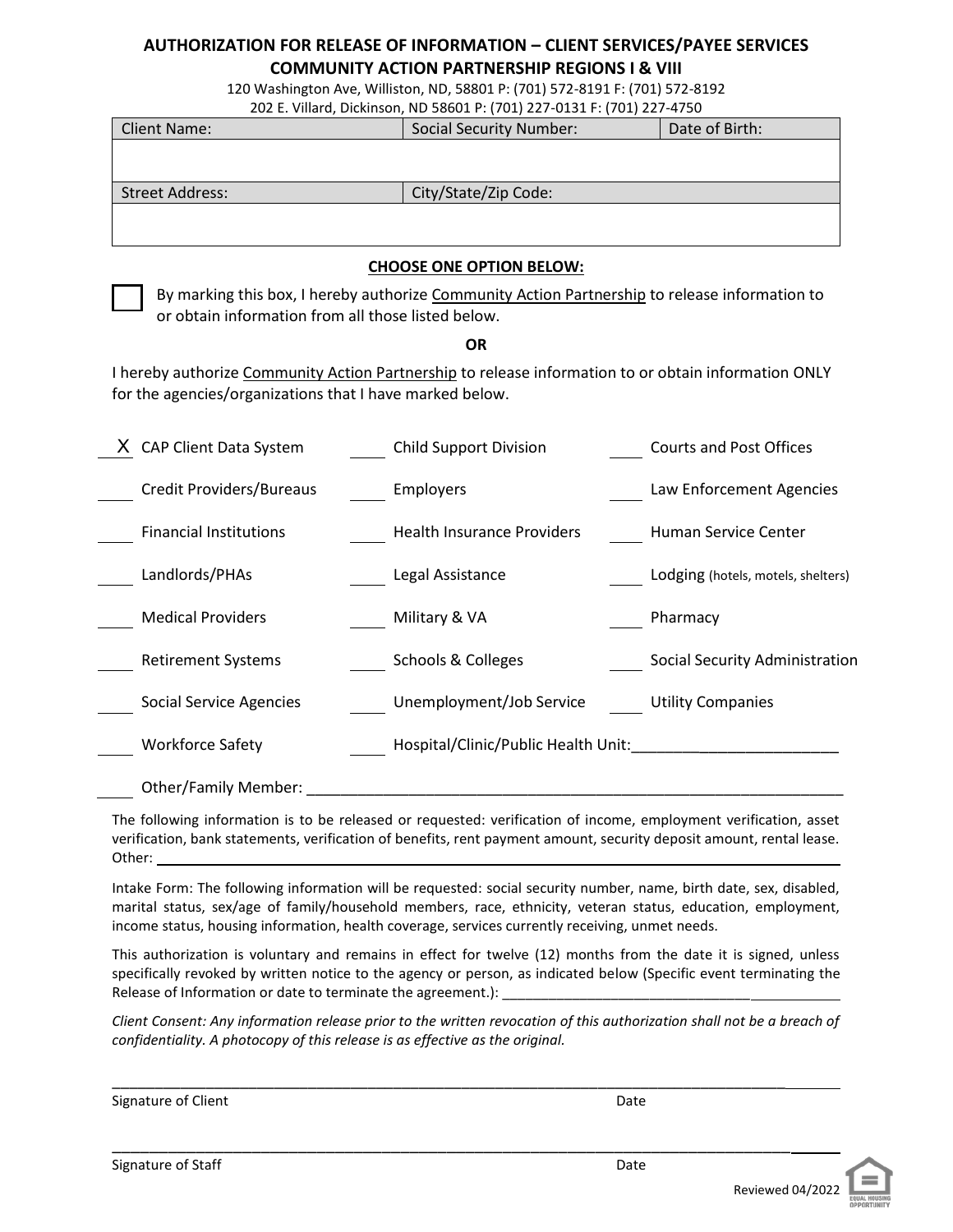# AUTHORIZATION FOR RELEASE OF INFORMATION – CLIENT SERVICES/PAYEE SERVICES
## COMMUNITY ACTION PARTNERSHIP REGIONS I & VIII

120 Washington Ave, Williston, ND, 58801 P: (701) 572-8191 F: (701) 572-8192
202 E. Villard, Dickinson, ND 58601 P: (701) 227-0131 F: (701) 227-4750

| Client Name: | Social Security Number: | Date of Birth: |
|---|---|---|
| | | |

| Street Address: | City/State/Zip Code: |
|---|---|
| | |

**CHOOSE ONE OPTION BELOW:**

☐ By marking this box, I hereby authorize Community Action Partnership to release information to or obtain information from all those listed below.

**OR**

I hereby authorize Community Action Partnership to release information to or obtain information ONLY for the agencies/organizations that I have marked below.

| | | |
|---|---|---|
| X CAP Client Data System | ___ Child Support Division | ___ Courts and Post Offices |
| ___ Credit Providers/Bureaus | ___ Employers | ___ Law Enforcement Agencies |
| ___ Financial Institutions | ___ Health Insurance Providers | ___ Human Service Center |
| ___ Landlords/PHAs | ___ Legal Assistance | ___ Lodging (hotels, motels, shelters) |
| ___ Medical Providers | ___ Military & VA | ___ Pharmacy |
| ___ Retirement Systems | ___ Schools & Colleges | ___ Social Security Administration |
| ___ Social Service Agencies | ___ Unemployment/Job Service | ___ Utility Companies |
| ___ Workforce Safety | ___ Hospital/Clinic/Public Health Unit:____________________ | |

___ Other/Family Member: ____________________________________________________________

The following information is to be released or requested: verification of income, employment verification, asset verification, bank statements, verification of benefits, rent payment amount, security deposit amount, rental lease. Other: ____________________________________________________________

Intake Form: The following information will be requested: social security number, name, birth date, sex, disabled, marital status, sex/age of family/household members, race, ethnicity, veteran status, education, employment, income status, housing information, health coverage, services currently receiving, unmet needs.

This authorization is voluntary and remains in effect for twelve (12) months from the date it is signed, unless specifically revoked by written notice to the agency or person, as indicated below (Specific event terminating the Release of Information or date to terminate the agreement.): ____________________________________

*Client Consent: Any information release prior to the written revocation of this authorization shall not be a breach of confidentiality. A photocopy of this release is as effective as the original.*

____________________________________________________________

Signature of Client Date

____________________________________________________________

Signature of Staff Date

Reviewed 04/2022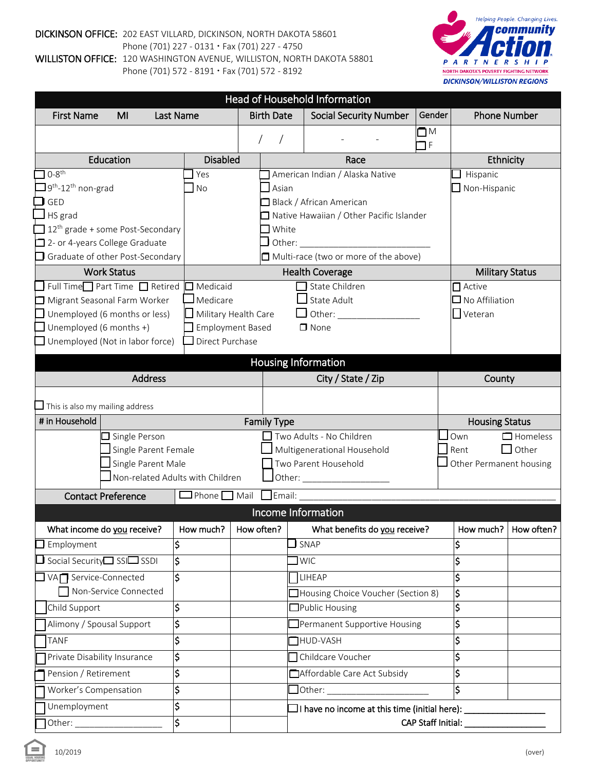**DICKINSON OFFICE:** 202 EAST VILLARD, DICKINSON, NORTH DAKOTA 58601
Phone (701) 227 - 0131 • Fax (701) 227 - 4750

**WILLISTON OFFICE:** 120 WASHINGTON AVENUE, WILLISTON, NORTH DAKOTA 58801
Phone (701) 572 - 8191 • Fax (701) 572 - 8192

Helping People. Changing Lives.
community Action PARTNERSHIP
NORTH DAKOTA'S POVERTY FIGHTING NETWORK
DICKINSON/WILLISTON REGIONS

## Head of Household Information

| First Name MI Last Name | Birth Date | Social Security Number | Gender | Phone Number |
|---|---|---|---|---|
| | / / | - - | ☐ M ☐ F | |

| Education | Disabled | Race | Ethnicity |
|---|---|---|---|
| ☐ 0-8th | ☐ Yes | ☐ American Indian / Alaska Native | ☐ Hispanic |
| ☐ 9th-12th non-grad | ☐ No | ☐ Asian | ☐ Non-Hispanic |
| ☐ GED | | ☐ Black / African American | |
| ☐ HS grad | | ☐ Native Hawaiian / Other Pacific Islander | |
| ☐ 12th grade + some Post-Secondary | | ☐ White | |
| ☐ 2- or 4-years College Graduate | | ☐ Other: ____________ | |
| ☐ Graduate of other Post-Secondary | | ☐ Multi-race (two or more of the above) | |

| Work Status | Health Coverage | | Military Status |
|---|---|---|---|
| ☐ Full Time ☐ Part Time ☐ Retired | ☐ Medicaid | ☐ State Children | ☐ Active |
| ☐ Migrant Seasonal Farm Worker | ☐ Medicare | ☐ State Adult | ☐ No Affiliation |
| ☐ Unemployed (6 months or less) | ☐ Military Health Care | ☐ Other: ____________ | ☐ Veteran |
| ☐ Unemployed (6 months +) | ☐ Employment Based | ☐ None | |
| ☐ Unemployed (Not in labor force) | ☐ Direct Purchase | | |

## Housing Information

| Address | City / State / Zip | County |
|---|---|---|
| ☐ This is also my mailing address | | |

| # in Household | Family Type | | Housing Status | |
|---|---|---|---|---|
| | ☐ Single Person | ☐ Two Adults - No Children | ☐ Own | ☐ Homeless |
| | ☐ Single Parent Female | ☐ Multigenerational Household | ☐ Rent | ☐ Other |
| | ☐ Single Parent Male | ☐ Two Parent Household | ☐ Other Permanent housing | |
| | ☐ Non-related Adults with Children | ☐ Other: ____________ | | |

**Contact Preference** ☐ Phone ☐ Mail ☐ Email: ________________________________

## Income Information

| What income do you receive? | How much? | How often? | What benefits do you receive? | How much? | How often? |
|---|---|---|---|---|---|
| ☐ Employment | $ | | ☐ SNAP | $ | |
| ☐ Social Security ☐ SSI ☐ SSDI | $ | | ☐ WIC | $ | |
| ☐ VA ☐ Service-Connected | $ | | ☐ LIHEAP | $ | |
| ☐ Non-Service Connected | | | ☐ Housing Choice Voucher (Section 8) | $ | |
| ☐ Child Support | $ | | ☐ Public Housing | $ | |
| ☐ Alimony / Spousal Support | $ | | ☐ Permanent Supportive Housing | $ | |
| ☐ TANF | $ | | ☐ HUD-VASH | $ | |
| ☐ Private Disability Insurance | $ | | ☐ Childcare Voucher | $ | |
| ☐ Pension / Retirement | $ | | ☐ Affordable Care Act Subsidy | $ | |
| ☐ Worker's Compensation | $ | | ☐ Other: ____________ | $ | |
| ☐ Unemployment | $ | | ☐ I have no income at this time (initial here): ____________ | | |
| ☐ Other: ____________ | $ | | CAP Staff Initial: ____________ | | |

10/2019 (over)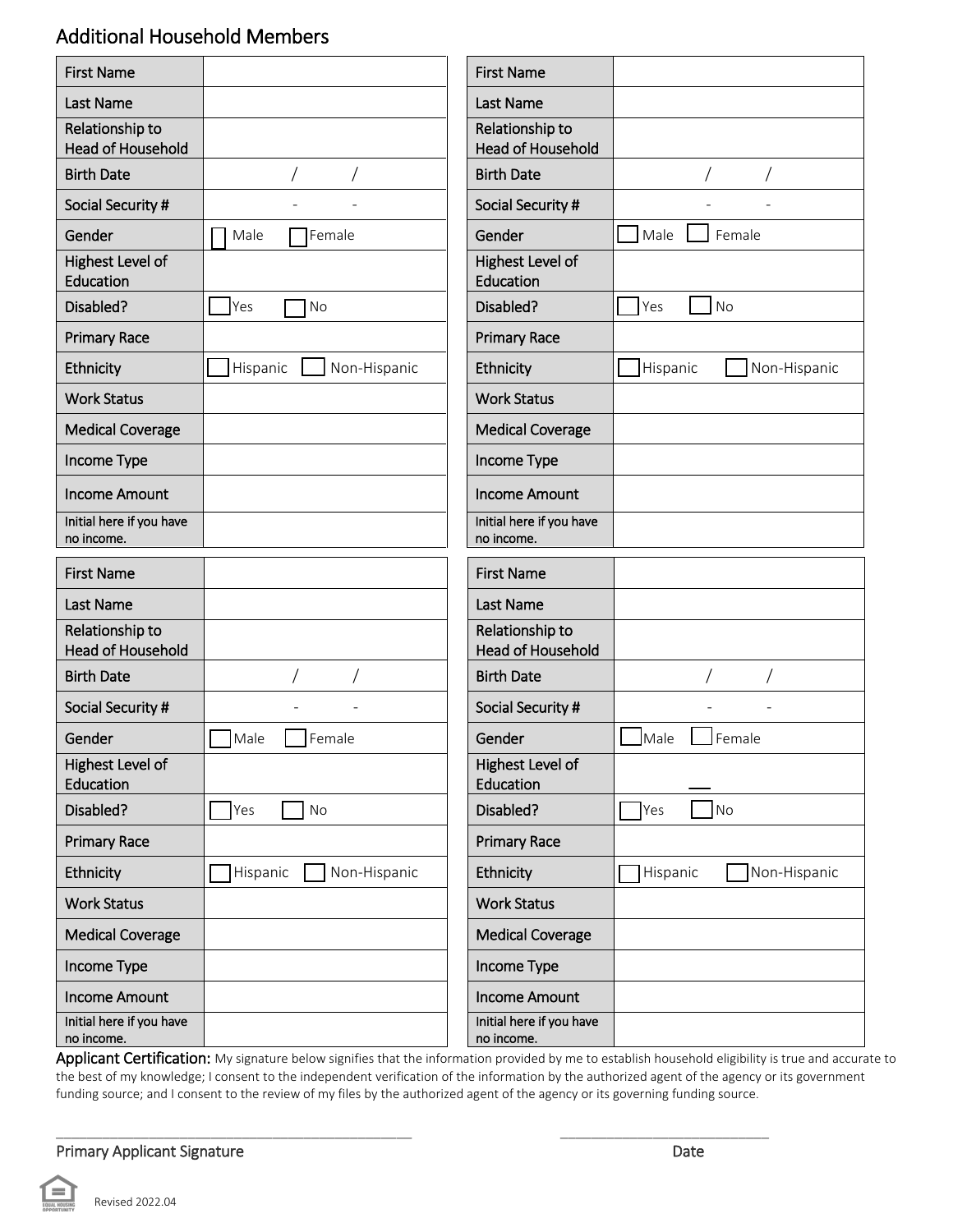## Additional Household Members

| | |
|---|---|
| First Name | |
| Last Name | |
| Relationship to Head of Household | |
| Birth Date | / / |
| Social Security # | - - |
| Gender | ☐ Male ☐ Female |
| Highest Level of Education | |
| Disabled? | ☐ Yes ☐ No |
| Primary Race | |
| Ethnicity | ☐ Hispanic ☐ Non-Hispanic |
| Work Status | |
| Medical Coverage | |
| Income Type | |
| Income Amount | |
| Initial here if you have no income. | |

| | |
|---|---|
| First Name | |
| Last Name | |
| Relationship to Head of Household | |
| Birth Date | / / |
| Social Security # | - - |
| Gender | ☐ Male ☐ Female |
| Highest Level of Education | |
| Disabled? | ☐ Yes ☐ No |
| Primary Race | |
| Ethnicity | ☐ Hispanic ☐ Non-Hispanic |
| Work Status | |
| Medical Coverage | |
| Income Type | |
| Income Amount | |
| Initial here if you have no income. | |

| | |
|---|---|
| First Name | |
| Last Name | |
| Relationship to Head of Household | |
| Birth Date | / / |
| Social Security # | - - |
| Gender | ☐ Male ☐ Female |
| Highest Level of Education | |
| Disabled? | ☐ Yes ☐ No |
| Primary Race | |
| Ethnicity | ☐ Hispanic ☐ Non-Hispanic |
| Work Status | |
| Medical Coverage | |
| Income Type | |
| Income Amount | |
| Initial here if you have no income. | |

| | |
|---|---|
| First Name | |
| Last Name | |
| Relationship to Head of Household | |
| Birth Date | / / |
| Social Security # | - - |
| Gender | ☐ Male ☐ Female |
| Highest Level of Education | |
| Disabled? | ☐ Yes ☐ No |
| Primary Race | |
| Ethnicity | ☐ Hispanic ☐ Non-Hispanic |
| Work Status | |
| Medical Coverage | |
| Income Type | |
| Income Amount | |
| Initial here if you have no income. | |

**Applicant Certification:** My signature below signifies that the information provided by me to establish household eligibility is true and accurate to the best of my knowledge; I consent to the independent verification of the information by the authorized agent of the agency or its government funding source; and I consent to the review of my files by the authorized agent of the agency or its governing funding source.

\_\_\_\_\_\_\_\_\_\_\_\_\_\_\_\_\_\_\_\_\_\_\_\_\_\_\_\_\_\_\_\_\_\_\_\_\_\_\_\_\_\_ \_\_\_\_\_\_\_\_\_\_\_\_\_\_\_\_\_\_\_\_\_\_\_\_\_

Primary Applicant Signature Date

Revised 2022.04